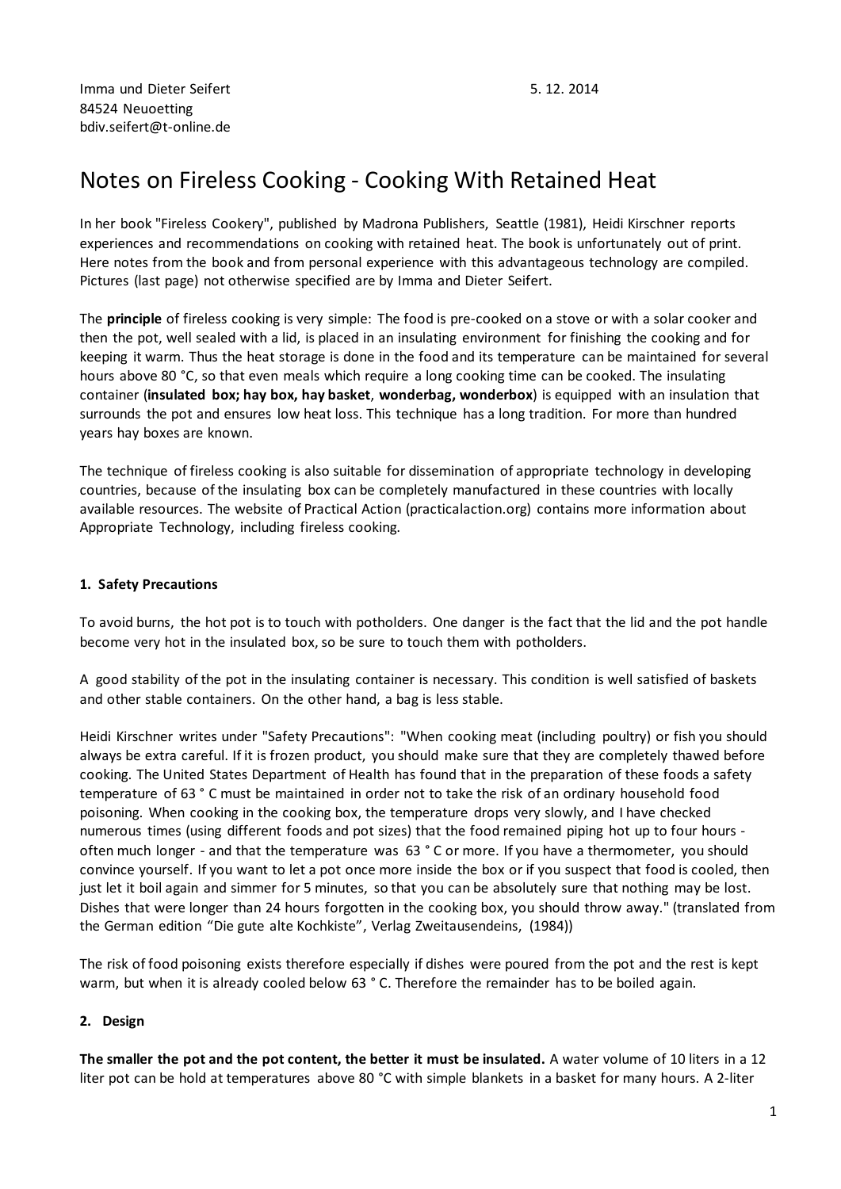Imma und Dieter Seifert
84524 Neuoetting
bdiv.seifert@t-online.de

5. 12. 2014

# Notes on Fireless Cooking - Cooking With Retained Heat

In her book "Fireless Cookery", published by Madrona Publishers, Seattle (1981), Heidi Kirschner reports experiences and recommendations on cooking with retained heat. The book is unfortunately out of print. Here notes from the book and from personal experience with this advantageous technology are compiled. Pictures (last page) not otherwise specified are by Imma and Dieter Seifert.

The **principle** of fireless cooking is very simple: The food is pre-cooked on a stove or with a solar cooker and then the pot, well sealed with a lid, is placed in an insulating environment for finishing the cooking and for keeping it warm. Thus the heat storage is done in the food and its temperature can be maintained for several hours above 80 °C, so that even meals which require a long cooking time can be cooked. The insulating container (**insulated box; hay box, hay basket**, **wonderbag, wonderbox**) is equipped with an insulation that surrounds the pot and ensures low heat loss. This technique has a long tradition. For more than hundred years hay boxes are known.

The technique of fireless cooking is also suitable for dissemination of appropriate technology in developing countries, because of the insulating box can be completely manufactured in these countries with locally available resources. The website of Practical Action (practicalaction.org) contains more information about Appropriate Technology, including fireless cooking.

## 1. Safety Precautions

To avoid burns, the hot pot is to touch with potholders. One danger is the fact that the lid and the pot handle become very hot in the insulated box, so be sure to touch them with potholders.

A good stability of the pot in the insulating container is necessary. This condition is well satisfied of baskets and other stable containers. On the other hand, a bag is less stable.

Heidi Kirschner writes under "Safety Precautions": "When cooking meat (including poultry) or fish you should always be extra careful. If it is frozen product, you should make sure that they are completely thawed before cooking. The United States Department of Health has found that in the preparation of these foods a safety temperature of 63 ° C must be maintained in order not to take the risk of an ordinary household food poisoning. When cooking in the cooking box, the temperature drops very slowly, and I have checked numerous times (using different foods and pot sizes) that the food remained piping hot up to four hours - often much longer - and that the temperature was 63 ° C or more. If you have a thermometer, you should convince yourself. If you want to let a pot once more inside the box or if you suspect that food is cooled, then just let it boil again and simmer for 5 minutes, so that you can be absolutely sure that nothing may be lost. Dishes that were longer than 24 hours forgotten in the cooking box, you should throw away." (translated from the German edition "Die gute alte Kochkiste", Verlag Zweitausendeins, (1984))

The risk of food poisoning exists therefore especially if dishes were poured from the pot and the rest is kept warm, but when it is already cooled below 63 ° C. Therefore the remainder has to be boiled again.

## 2. Design

**The smaller the pot and the pot content, the better it must be insulated.** A water volume of 10 liters in a 12 liter pot can be hold at temperatures above 80 °C with simple blankets in a basket for many hours. A 2-liter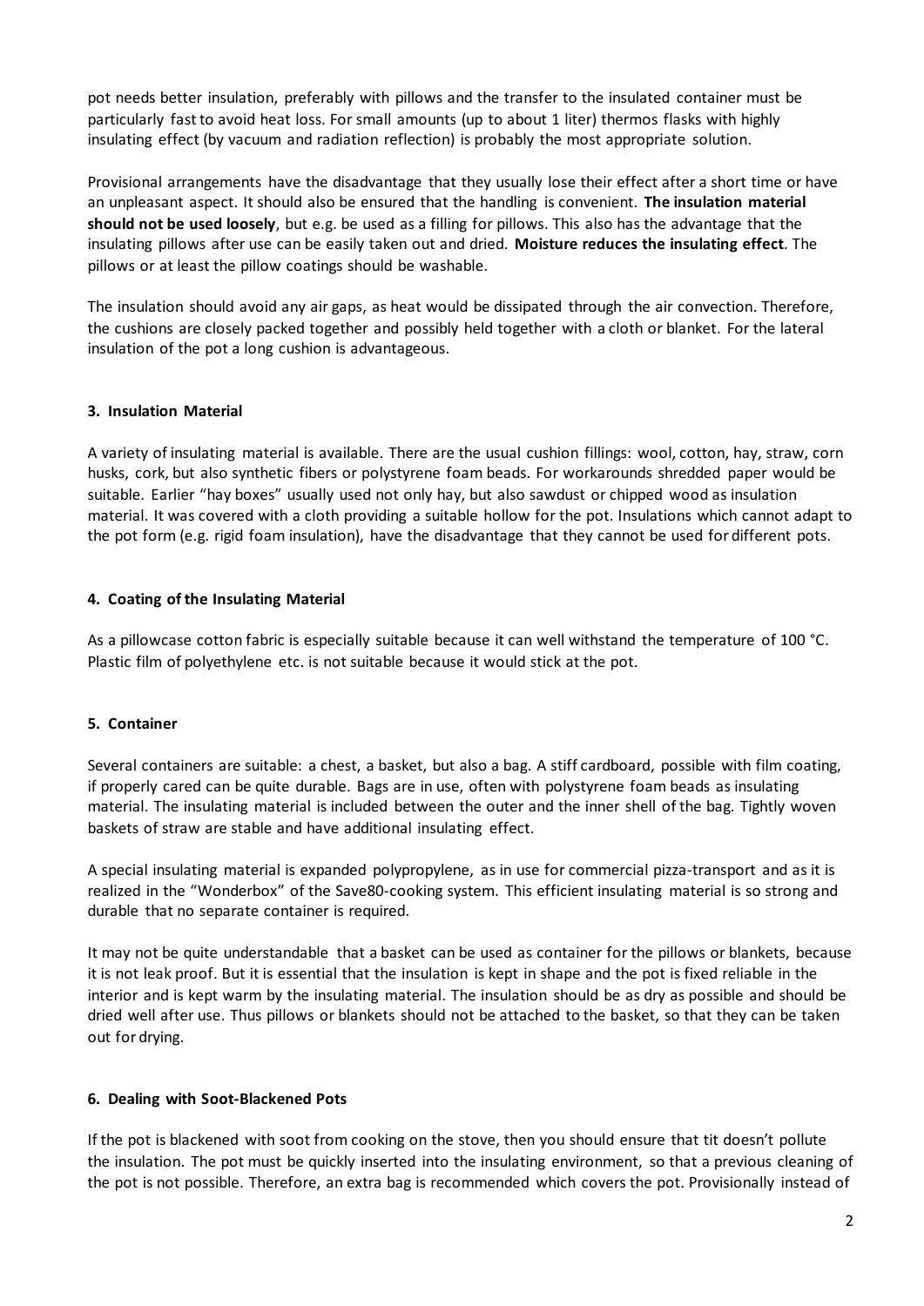pot needs better insulation, preferably with pillows and the transfer to the insulated container must be particularly fast to avoid heat loss. For small amounts (up to about 1 liter) thermos flasks with highly insulating effect (by vacuum and radiation reflection) is probably the most appropriate solution.

Provisional arrangements have the disadvantage that they usually lose their effect after a short time or have an unpleasant aspect. It should also be ensured that the handling is convenient. **The insulation material should not be used loosely**, but e.g. be used as a filling for pillows. This also has the advantage that the insulating pillows after use can be easily taken out and dried. **Moisture reduces the insulating effect**. The pillows or at least the pillow coatings should be washable.

The insulation should avoid any air gaps, as heat would be dissipated through the air convection. Therefore, the cushions are closely packed together and possibly held together with a cloth or blanket. For the lateral insulation of the pot a long cushion is advantageous.

### 3. Insulation Material

A variety of insulating material is available. There are the usual cushion fillings: wool, cotton, hay, straw, corn husks, cork, but also synthetic fibers or polystyrene foam beads. For workarounds shredded paper would be suitable. Earlier "hay boxes" usually used not only hay, but also sawdust or chipped wood as insulation material. It was covered with a cloth providing a suitable hollow for the pot. Insulations which cannot adapt to the pot form (e.g. rigid foam insulation), have the disadvantage that they cannot be used for different pots.

### 4. Coating of the Insulating Material

As a pillowcase cotton fabric is especially suitable because it can well withstand the temperature of 100 °C. Plastic film of polyethylene etc. is not suitable because it would stick at the pot.

### 5. Container

Several containers are suitable: a chest, a basket, but also a bag. A stiff cardboard, possible with film coating, if properly cared can be quite durable. Bags are in use, often with polystyrene foam beads as insulating material. The insulating material is included between the outer and the inner shell of the bag. Tightly woven baskets of straw are stable and have additional insulating effect.

A special insulating material is expanded polypropylene, as in use for commercial pizza-transport and as it is realized in the "Wonderbox" of the Save80-cooking system. This efficient insulating material is so strong and durable that no separate container is required.

It may not be quite understandable that a basket can be used as container for the pillows or blankets, because it is not leak proof. But it is essential that the insulation is kept in shape and the pot is fixed reliable in the interior and is kept warm by the insulating material. The insulation should be as dry as possible and should be dried well after use. Thus pillows or blankets should not be attached to the basket, so that they can be taken out for drying.

### 6. Dealing with Soot-Blackened Pots

If the pot is blackened with soot from cooking on the stove, then you should ensure that tit doesn't pollute the insulation. The pot must be quickly inserted into the insulating environment, so that a previous cleaning of the pot is not possible. Therefore, an extra bag is recommended which covers the pot. Provisionally instead of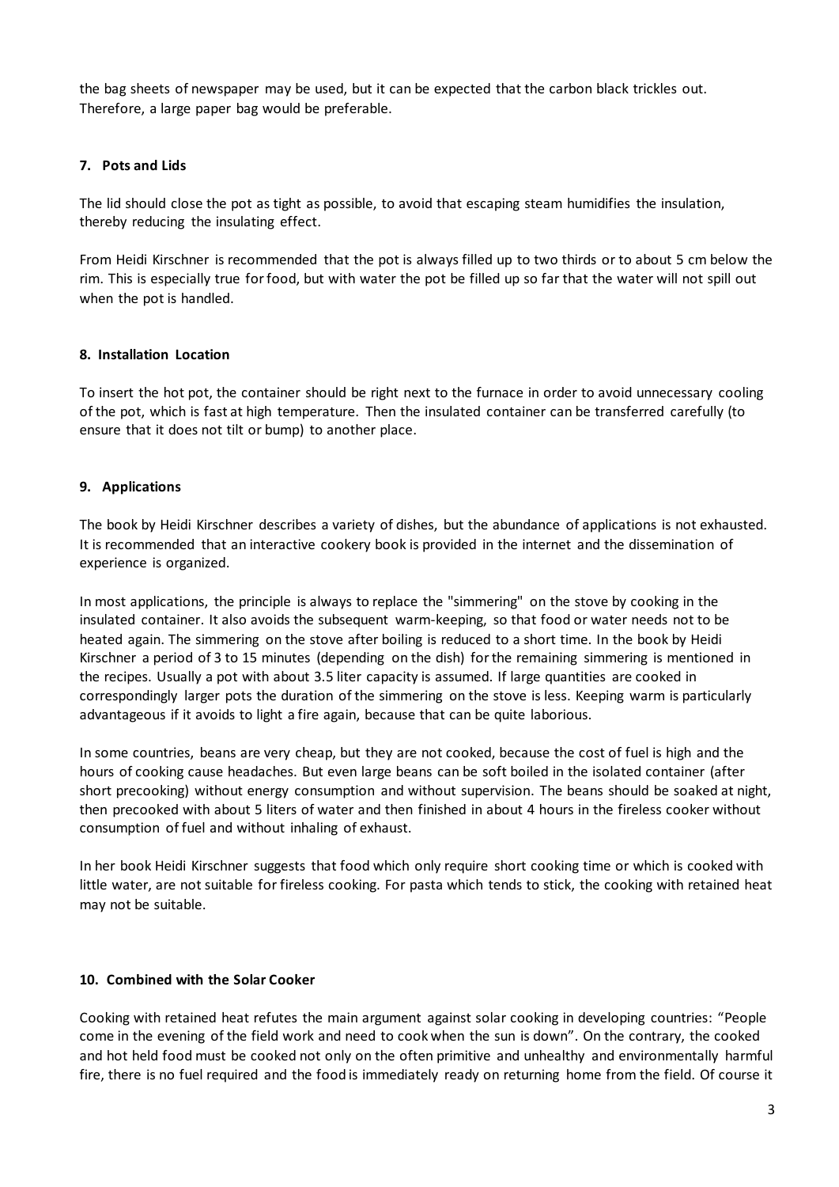the bag sheets of newspaper may be used, but it can be expected that the carbon black trickles out. Therefore, a large paper bag would be preferable.

## 7. Pots and Lids

The lid should close the pot as tight as possible, to avoid that escaping steam humidifies the insulation, thereby reducing the insulating effect.

From Heidi Kirschner is recommended that the pot is always filled up to two thirds or to about 5 cm below the rim. This is especially true for food, but with water the pot be filled up so far that the water will not spill out when the pot is handled.

## 8. Installation Location

To insert the hot pot, the container should be right next to the furnace in order to avoid unnecessary cooling of the pot, which is fast at high temperature. Then the insulated container can be transferred carefully (to ensure that it does not tilt or bump) to another place.

## 9. Applications

The book by Heidi Kirschner describes a variety of dishes, but the abundance of applications is not exhausted. It is recommended that an interactive cookery book is provided in the internet and the dissemination of experience is organized.

In most applications, the principle is always to replace the "simmering" on the stove by cooking in the insulated container. It also avoids the subsequent warm-keeping, so that food or water needs not to be heated again. The simmering on the stove after boiling is reduced to a short time. In the book by Heidi Kirschner a period of 3 to 15 minutes (depending on the dish) for the remaining simmering is mentioned in the recipes. Usually a pot with about 3.5 liter capacity is assumed. If large quantities are cooked in correspondingly larger pots the duration of the simmering on the stove is less. Keeping warm is particularly advantageous if it avoids to light a fire again, because that can be quite laborious.

In some countries, beans are very cheap, but they are not cooked, because the cost of fuel is high and the hours of cooking cause headaches. But even large beans can be soft boiled in the isolated container (after short precooking) without energy consumption and without supervision. The beans should be soaked at night, then precooked with about 5 liters of water and then finished in about 4 hours in the fireless cooker without consumption of fuel and without inhaling of exhaust.

In her book Heidi Kirschner suggests that food which only require short cooking time or which is cooked with little water, are not suitable for fireless cooking. For pasta which tends to stick, the cooking with retained heat may not be suitable.

## 10. Combined with the Solar Cooker

Cooking with retained heat refutes the main argument against solar cooking in developing countries: "People come in the evening of the field work and need to cook when the sun is down". On the contrary, the cooked and hot held food must be cooked not only on the often primitive and unhealthy and environmentally harmful fire, there is no fuel required and the food is immediately ready on returning home from the field. Of course it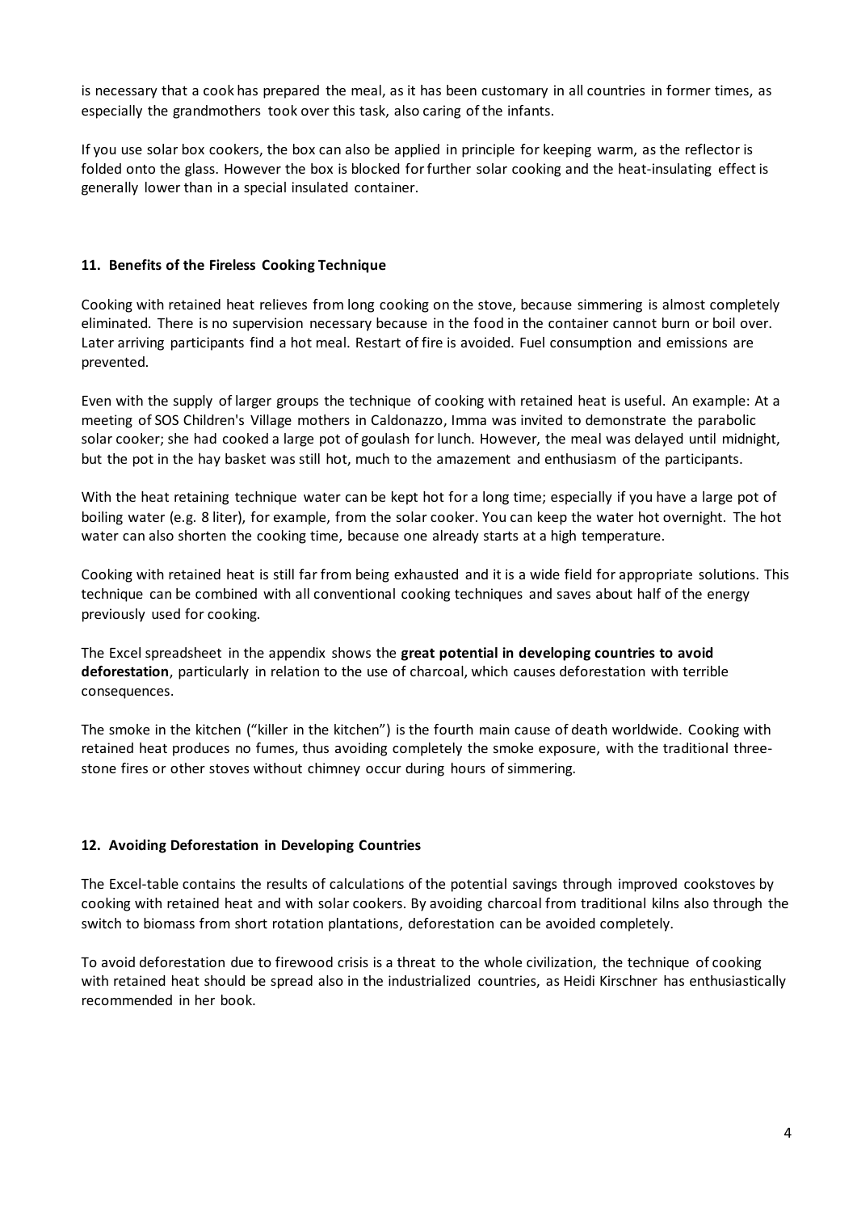is necessary that a cook has prepared the meal, as it has been customary in all countries in former times, as especially the grandmothers took over this task, also caring of the infants.

If you use solar box cookers, the box can also be applied in principle for keeping warm, as the reflector is folded onto the glass. However the box is blocked for further solar cooking and the heat-insulating effect is generally lower than in a special insulated container.

### 11. Benefits of the Fireless Cooking Technique

Cooking with retained heat relieves from long cooking on the stove, because simmering is almost completely eliminated. There is no supervision necessary because in the food in the container cannot burn or boil over. Later arriving participants find a hot meal. Restart of fire is avoided. Fuel consumption and emissions are prevented.

Even with the supply of larger groups the technique of cooking with retained heat is useful. An example: At a meeting of SOS Children's Village mothers in Caldonazzo, Imma was invited to demonstrate the parabolic solar cooker; she had cooked a large pot of goulash for lunch. However, the meal was delayed until midnight, but the pot in the hay basket was still hot, much to the amazement and enthusiasm of the participants.

With the heat retaining technique water can be kept hot for a long time; especially if you have a large pot of boiling water (e.g. 8 liter), for example, from the solar cooker. You can keep the water hot overnight. The hot water can also shorten the cooking time, because one already starts at a high temperature.

Cooking with retained heat is still far from being exhausted and it is a wide field for appropriate solutions. This technique can be combined with all conventional cooking techniques and saves about half of the energy previously used for cooking.

The Excel spreadsheet in the appendix shows the **great potential in developing countries to avoid deforestation**, particularly in relation to the use of charcoal, which causes deforestation with terrible consequences.

The smoke in the kitchen ("killer in the kitchen") is the fourth main cause of death worldwide. Cooking with retained heat produces no fumes, thus avoiding completely the smoke exposure, with the traditional three-stone fires or other stoves without chimney occur during hours of simmering.

### 12. Avoiding Deforestation in Developing Countries

The Excel-table contains the results of calculations of the potential savings through improved cookstoves by cooking with retained heat and with solar cookers. By avoiding charcoal from traditional kilns also through the switch to biomass from short rotation plantations, deforestation can be avoided completely.

To avoid deforestation due to firewood crisis is a threat to the whole civilization, the technique of cooking with retained heat should be spread also in the industrialized countries, as Heidi Kirschner has enthusiastically recommended in her book.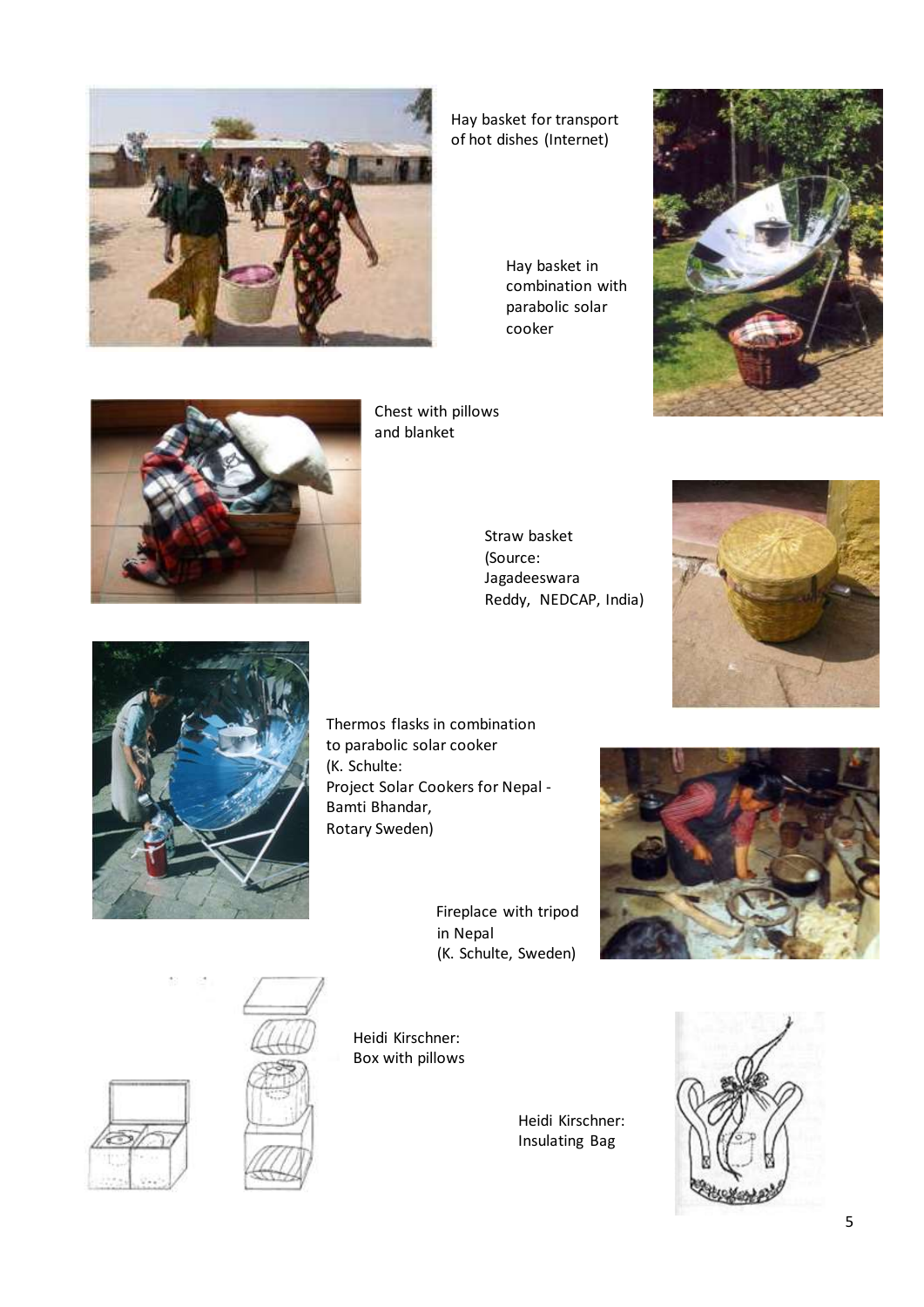Hay basket for transport of hot dishes (Internet)

Hay basket in combination with parabolic solar cooker

Chest with pillows and blanket

Straw basket (Source: Jagadeeswara Reddy, NEDCAP, India)

Thermos flasks in combination to parabolic solar cooker (K. Schulte: Project Solar Cookers for Nepal - Bamti Bhandar, Rotary Sweden)

Fireplace with tripod in Nepal (K. Schulte, Sweden)

Heidi Kirschner: Box with pillows

Heidi Kirschner: Insulating Bag